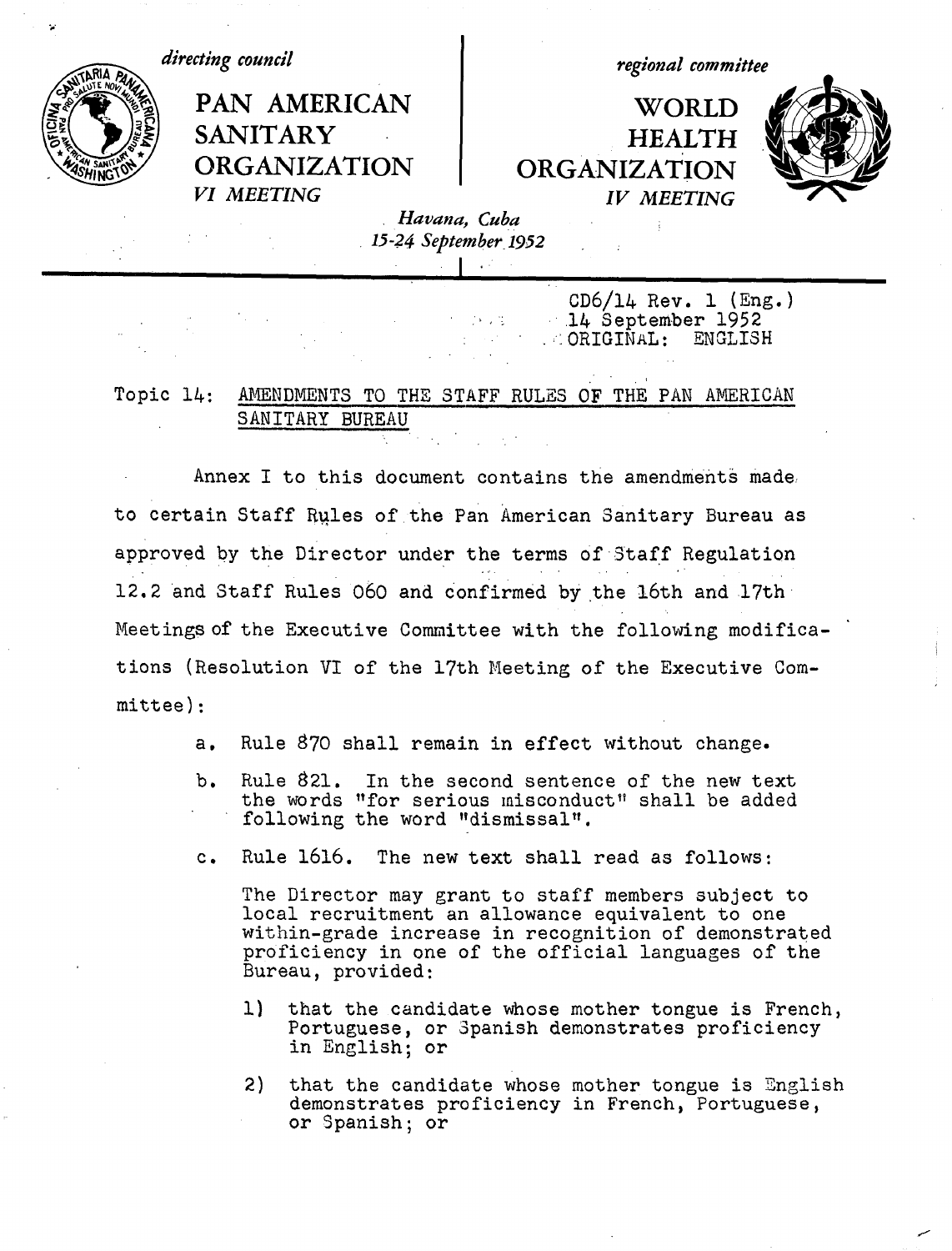*directing council*

**PAN AMERICAN SANITARY ORGANIZATION**

*VI MEETING*

*regional committee*

**WORLD HEALTH ORGANIZATION**

*IV MEETING*

*Havana, Cuba*
*15-24 September 1952*

CD6/14 Rev. 1 (Eng.)
14 September 1952
ORIGINAL: ENGLISH

Topic 14: AMENDMENTS TO THE STAFF RULES OF THE PAN AMERICAN SANITARY BUREAU

Annex I to this document contains the amendments made to certain Staff Rules of the Pan American Sanitary Bureau as approved by the Director under the terms of Staff Regulation 12.2 and Staff Rules 060 and confirmed by the 16th and 17th Meetings of the Executive Committee with the following modifications (Resolution VI of the 17th Meeting of the Executive Committee):

a. Rule 870 shall remain in effect without change.

b. Rule 821. In the second sentence of the new text the words "for serious misconduct" shall be added following the word "dismissal".

c. Rule 1616. The new text shall read as follows:

The Director may grant to staff members subject to local recruitment an allowance equivalent to one within-grade increase in recognition of demonstrated proficiency in one of the official languages of the Bureau, provided:

1) that the candidate whose mother tongue is French, Portuguese, or Spanish demonstrates proficiency in English; or

2) that the candidate whose mother tongue is English demonstrates proficiency in French, Portuguese, or Spanish; or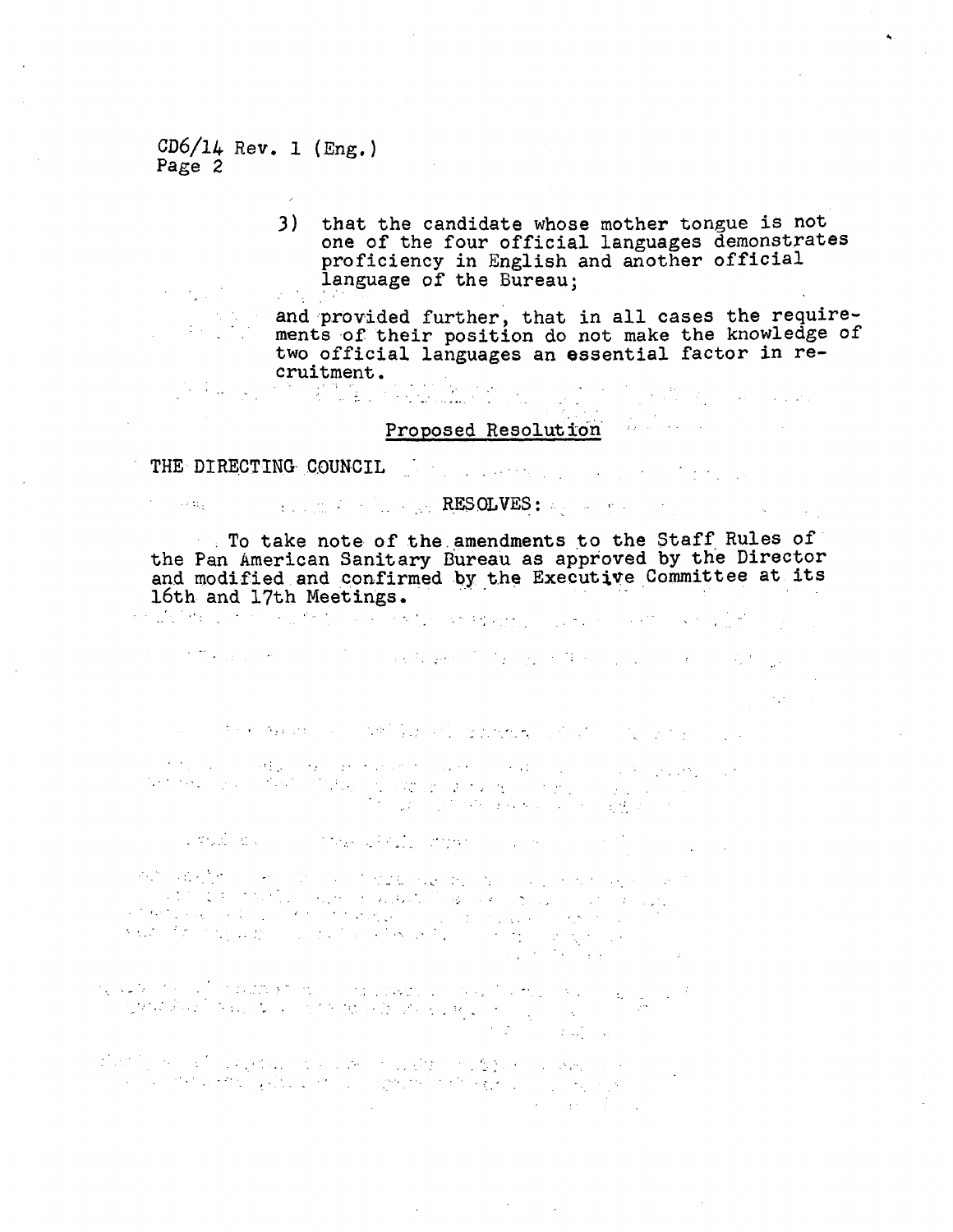3) that the candidate whose mother tongue is not one of the four official languages demonstrates proficiency in English and another official language of the Bureau;

and provided further, that in all cases the requirements of their position do not make the knowledge of two official languages an essential factor in recruitment.

## Proposed Resolution

THE DIRECTING COUNCIL

RESOLVES:

To take note of the amendments to the Staff Rules of the Pan American Sanitary Bureau as approved by the Director and modified and confirmed by the Executive Committee at its 16th and 17th Meetings.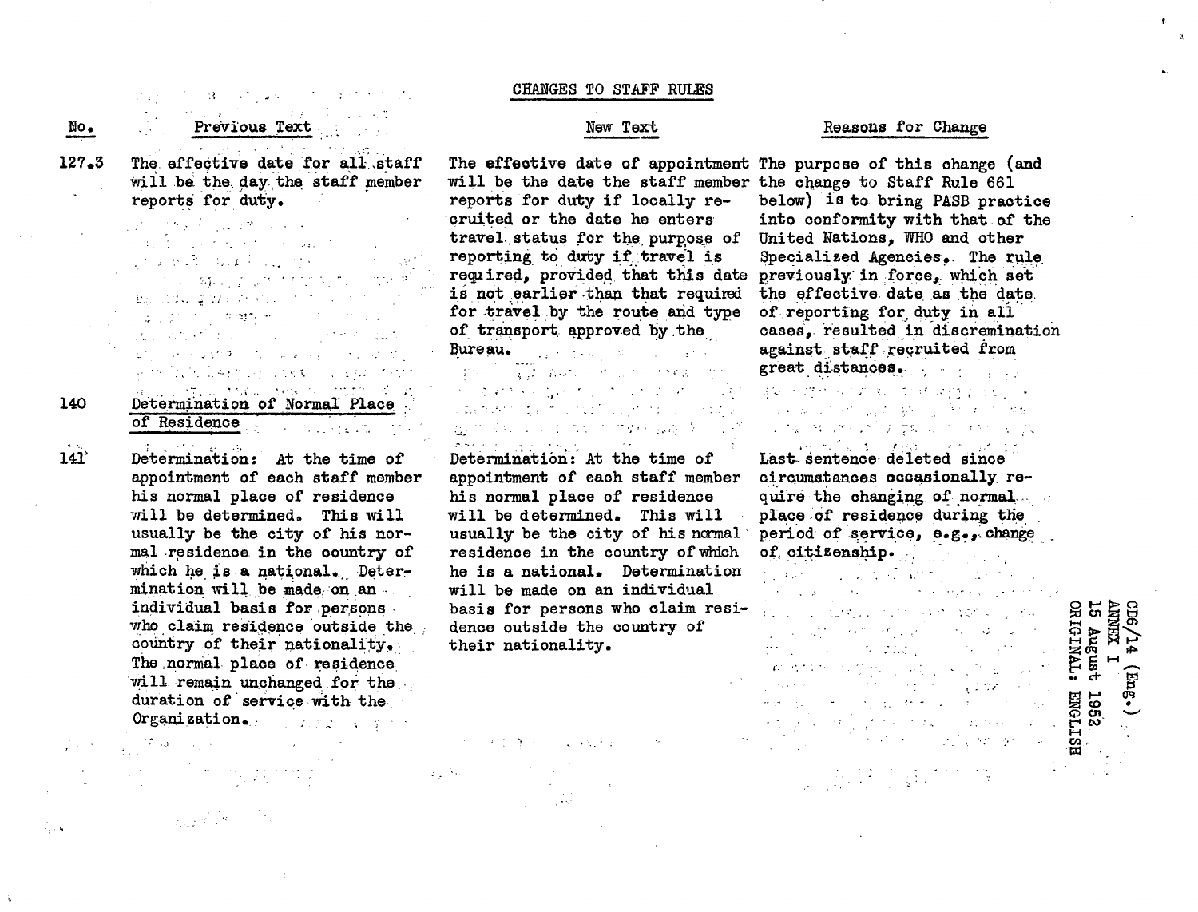CD6/14 (Eng.)
ANNEX I
15 August 1952
ORIGINAL: ENGLISH

## CHANGES TO STAFF RULES

| No. | Previous Text | New Text | Reasons for Change |
|---|---|---|---|
| 127.3 | The effective date for all staff will be the day the staff member reports for duty. | The effective date of appointment will be the date the staff member reports for duty if locally recruited or the date he enters travel status for the purpose of reporting to duty if travel is required, provided that this date is not earlier than that required for travel by the route and type of transport approved by the Bureau. | The purpose of this change (and the change to Staff Rule 661 below) is to bring PASB practice into conformity with that of the United Nations, WHO and other Specialized Agencies. The rule previously in force, which set the effective date as the date of reporting for duty in all cases, resulted in discremination against staff recruited from great distances. |
| 140 | Determination of Normal Place of Residence | | |
| 141 | Determination: At the time of appointment of each staff member his normal place of residence will be determined. This will usually be the city of his normal residence in the country of which he is a national. Determination will be made on an individual basis for persons who claim residence outside the country of their nationality. The normal place of residence will remain unchanged for the duration of service with the Organization. | Determination: At the time of appointment of each staff member his normal place of residence will be determined. This will usually be the city of his normal residence in the country of which he is a national. Determination will be made on an individual basis for persons who claim residence outside the country of their nationality. | Last sentence deleted since circumstances occasionally require the changing of normal place of residence during the period of service, e.g., change of citizenship. |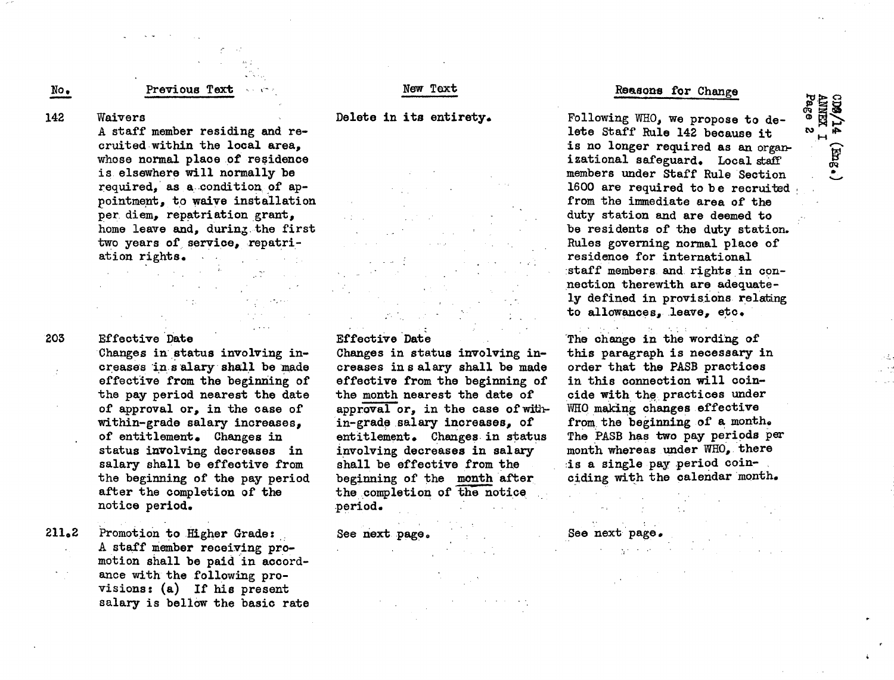| No. | Previous Text | New Text | Reasons for Change |
|---|---|---|---|
| 142 | Waivers<br>A staff member residing and recruited within the local area, whose normal place of residence is elsewhere will normally be required, as a condition of appointment, to waive installation per diem, repatriation grant, home leave and, during the first two years of service, repatriation rights. | Delete in its entirety. | Following WHO, we propose to delete Staff Rule 142 because it is no longer required as an organizational safeguard. Local staff members under Staff Rule Section 1600 are required to be recruited from the immediate area of the duty station and are deemed to be residents of the duty station. Rules governing normal place of residence for international staff members and rights in connection therewith are adequately defined in provisions relating to allowances, leave, etc. |
| 203 | Effective Date<br>Changes in status involving increases in salary shall be made effective from the beginning of the pay period nearest the date of approval or, in the case of within-grade salary increases, of entitlement. Changes in status involving decreases in salary shall be effective from the beginning of the pay period after the completion of the notice period. | Effective Date<br>Changes in status involving increases in salary shall be made effective from the beginning of the <u>month</u> nearest the date of approval or, in the case of within-grade salary increases, of entitlement. Changes in status involving decreases in salary shall be effective from the beginning of the <u>month</u> after the completion of the notice period. | The change in the wording of this paragraph is necessary in order that the PASB practices in this connection will coincide with the practices under WHO making changes effective from the beginning of a month. The PASB has two pay periods per month whereas under WHO, there is a single pay period coinciding with the calendar month. |
| 211.2 | Promotion to Higher Grade:<br>A staff member receiving promotion shall be paid in accordance with the following provisions: (a) If his present salary is bellow the basic rate | See next page. | See next page. |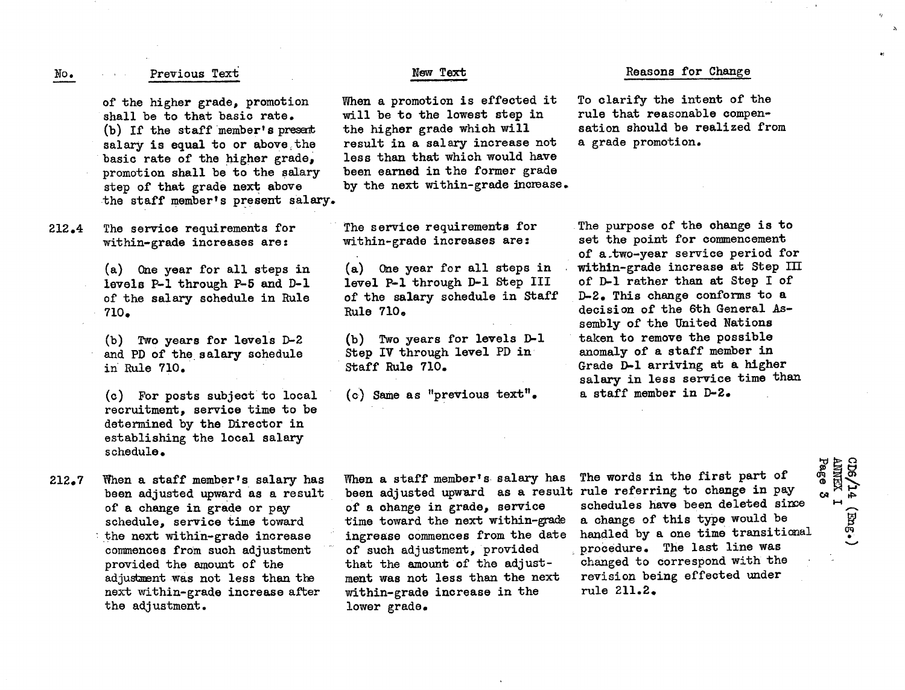| No. | Previous Text | New Text | Reasons for Change |
|---|---|---|---|
| | of the higher grade, promotion shall be to that basic rate.<br>(b) If the staff member's present salary is equal to or above the basic rate of the higher grade, promotion shall be to the salary step of that grade next above the staff member's present salary. | When a promotion is effected it will be to the lowest step in the higher grade which will result in a salary increase not less than that which would have been earned in the former grade by the next within-grade increase. | To clarify the intent of the rule that reasonable compensation should be realized from a grade promotion. |
| 212.4 | The service requirements for within-grade increases are:<br><br>(a) One year for all steps in levels P-1 through P-5 and D-1 of the salary schedule in Rule 710.<br><br>(b) Two years for levels D-2 and PD of the salary schedule in Rule 710.<br><br>(c) For posts subject to local recruitment, service time to be determined by the Director in establishing the local salary schedule. | The service requirements for within-grade increases are:<br><br>(a) One year for all steps in level P-1 through D-1 Step III of the salary schedule in Staff Rule 710.<br><br>(b) Two years for levels D-1 Step IV through level PD in Staff Rule 710.<br><br>(c) Same as "previous text". | The purpose of the change is to set the point for commencement of a two-year service period for within-grade increase at Step III of D-1 rather than at Step I of D-2. This change conforms to a decision of the 6th General Assembly of the United Nations taken to remove the possible anomaly of a staff member in Grade D-1 arriving at a higher salary in less service time than a staff member in D-2. |
| 212.7 | When a staff member's salary has been adjusted upward as a result of a change in grade or pay schedule, service time toward the next within-grade increase commences from such adjustment provided the amount of the adjustment was not less than the next within-grade increase after the adjustment. | When a staff member's salary has been adjusted upward as a result of a change in grade, service time toward the next within-grade ingrease commences from the date of such adjustment, provided that the amount of the adjustment was not less than the next within-grade increase in the lower grade. | The words in the first part of rule referring to change in pay schedules have been deleted since a change of this type would be handled by a one time transitional procedure. The last line was changed to correspond with the revision being effected under rule 211.2. |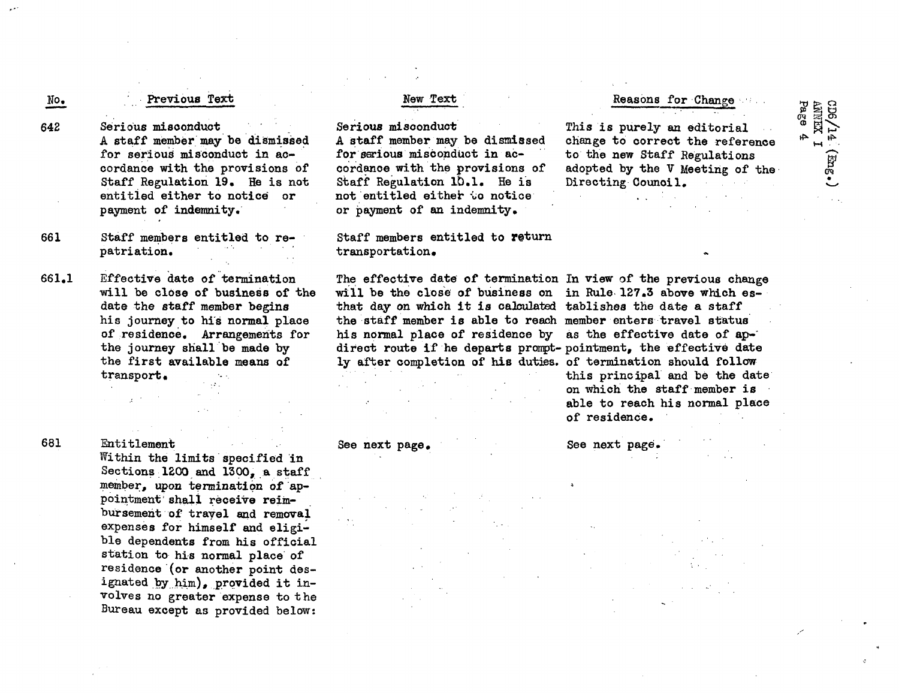| No. | Previous Text | New Text | Reasons for Change |
|---|---|---|---|
| 642 | Serious misconduct<br>A staff member may be dismissed for serious misconduct in accordance with the provisions of Staff Regulation 19. He is not entitled either to notice or payment of indemnity. | Serious misconduct<br>A staff member may be dismissed for serious misconduct in accordance with the provisions of Staff Regulation 10.1. He is not entitled either to notice or payment of an indemnity. | This is purely an editorial change to correct the reference to the new Staff Regulations adopted by the V Meeting of the Directing Council. |
| 661 | Staff members entitled to repatriation. | Staff members entitled to return transportation. | |
| 661.1 | Effective date of termination will be close of business of the date the staff member begins his journey to his normal place of residence. Arrangements for the journey shall be made by the first available means of transport. | The effective date of termination will be the close of business on that day on which it is calculated the staff member is able to reach his normal place of residence by direct route if he departs promptly after completion of his duties. | In view of the previous change in Rule 127.3 above which establishes the date a staff member enters travel status as the effective date of appointment, the effective date of termination should follow this principal and be the date on which the staff member is able to reach his normal place of residence. |
| 681 | Entitlement<br>Within the limits specified in Sections 1200 and 1300, a staff member, upon termination of appointment shall receive reimbursement of travel and removal expenses for himself and eligible dependents from his official station to his normal place of residence (or another point designated by him), provided it involves no greater expense to the Bureau except as provided below: | See next page. | See next page. |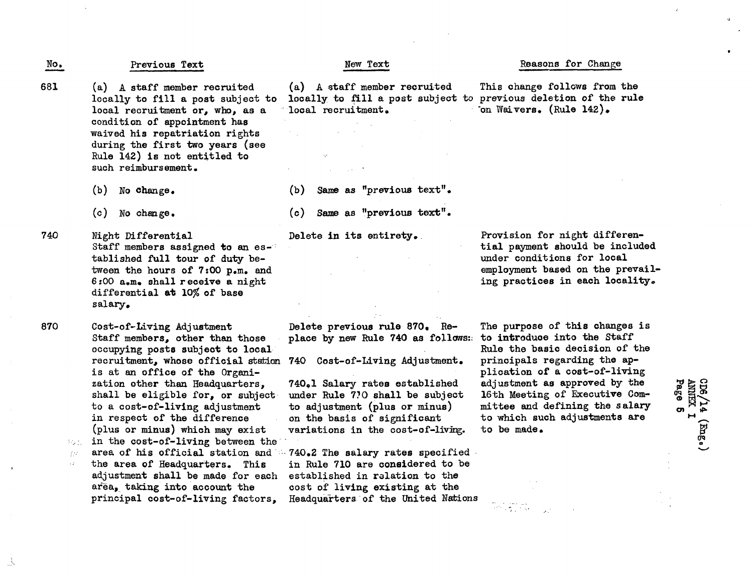| No. | Previous Text | New Text | Reasons for Change |
|---|---|---|---|
| 681 | (a) A staff member recruited locally to fill a post subject to local recruitment or, who, as a condition of appointment has waived his repatriation rights during the first two years (see Rule 142) is not entitled to such reimbursement. | (a) A staff member recruited locally to fill a post subject to local recruitment. | This change follows from the previous deletion of the rule on Waivers. (Rule 142). |
| | (b) No change. | (b) Same as "previous text". | |
| | (c) No change. | (c) Same as "previous text". | |
| 740 | Night Differential<br>Staff members assigned to an established full tour of duty between the hours of 7:00 p.m. and 6:00 a.m. shall receive a night differential at 10% of base salary. | Delete in its entirety. | Provision for night differential payment should be included under conditions for local employment based on the prevailing practices in each locality. |
| 870 | Cost-of-Living Adjustment<br>Staff members, other than those occupying posts subject to local recruitment, whose official station is at an office of the Organization other than Headquarters, shall be eligible for, or subject to a cost-of-living adjustment in respect of the difference (plus or minus) which may exist in the cost-of-living between the area of his official station and the area of Headquarters. This adjustment shall be made for each area, taking into account the principal cost-of-living factors, | Delete previous rule 870. Replace by new Rule 740 as follows:<br><br>740 Cost-of-Living Adjustment.<br><br>740.1 Salary rates established under Rule 710 shall be subject to adjustment (plus or minus) on the basis of significant variations in the cost-of-living.<br><br>740.2 The salary rates specified in Rule 710 are considered to be established in relation to the cost of living existing at the Headquarters of the United Nations | The purpose of this changes is to introduce into the Staff Rule the basic decision of the principals regarding the application of a cost-of-living adjustment as approved by the 16th Meeting of Executive Committee and defining the salary to which such adjustments are to be made. |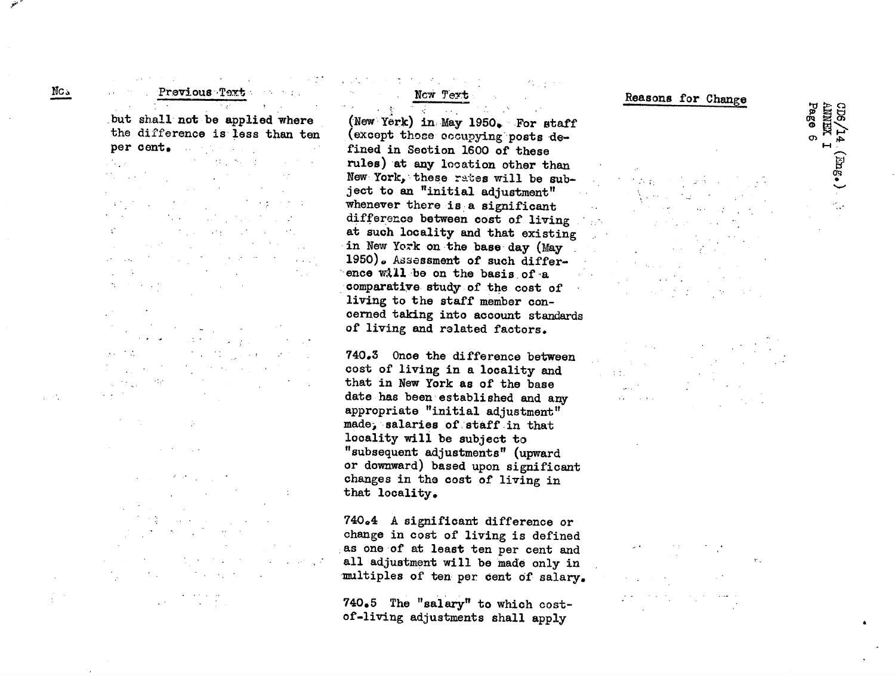| No. | Previous Text | New Text | Reasons for Change |
|---|---|---|---|
| | but shall not be applied where the difference is less than ten per cent. | (New York) in May 1950. For staff (except those occupying posts defined in Section 1600 of these rules) at any location other than New York, these rates will be subject to an "initial adjustment" whenever there is a significant difference between cost of living at such locality and that existing in New York on the base day (May 1950). Assessment of such difference will be on the basis of a comparative study of the cost of living to the staff member concerned taking into account standards of living and related factors. | |
| | | 740.3 Once the difference between cost of living in a locality and that in New York as of the base date has been established and any appropriate "initial adjustment" made, salaries of staff in that locality will be subject to "subsequent adjustments" (upward or downward) based upon significant changes in the cost of living in that locality. | |
| | | 740.4 A significant difference or change in cost of living is defined as one of at least ten per cent and all adjustment will be made only in multiples of ten per cent of salary. | |
| | | 740.5 The "salary" to which cost-of-living adjustments shall apply | |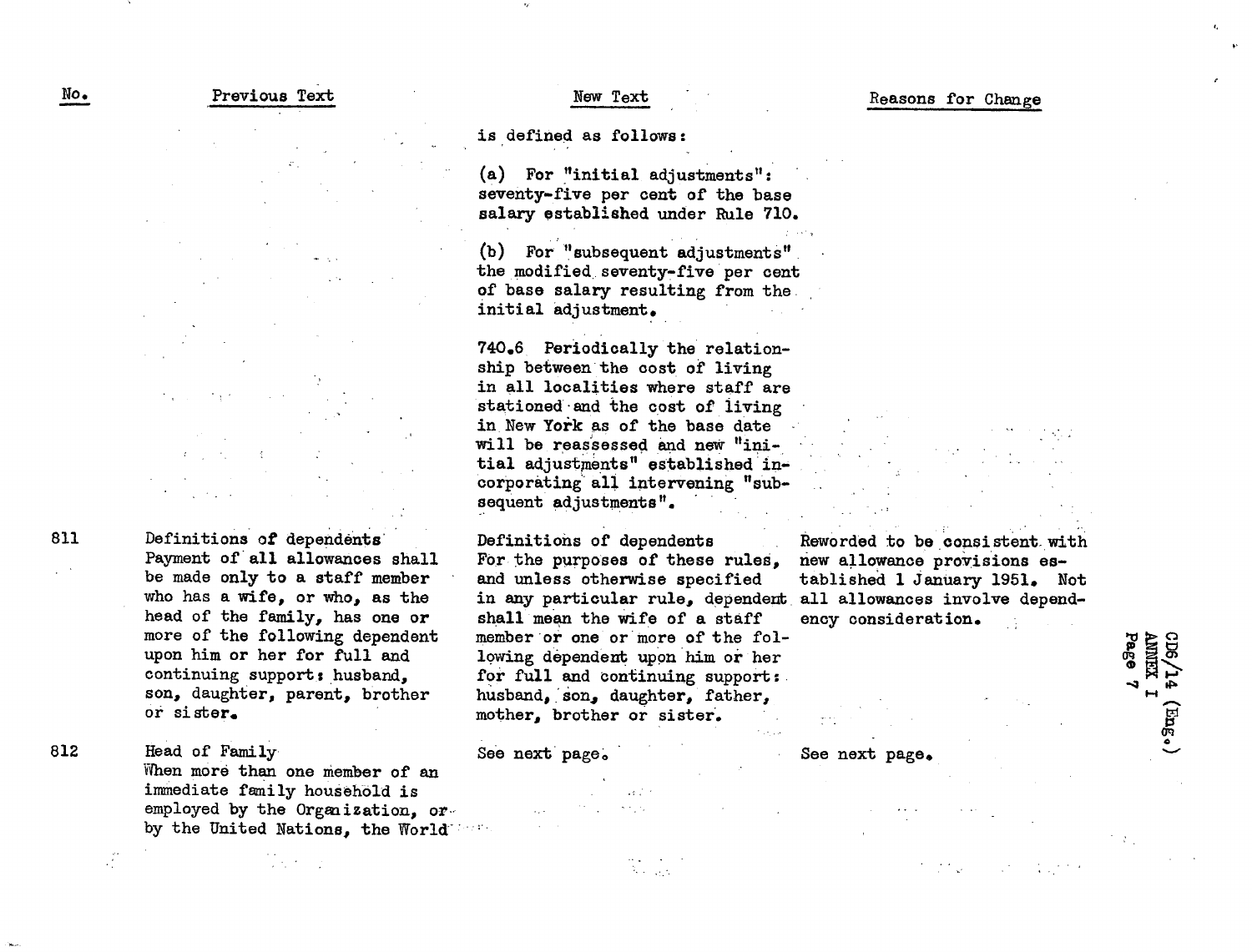| No. | Previous Text | New Text | Reasons for Change |
|---|---|---|---|
| | | is defined as follows:<br><br>(a) For "initial adjustments": seventy-five per cent of the base salary established under Rule 710.<br><br>(b) For "subsequent adjustments" the modified seventy-five per cent of base salary resulting from the initial adjustment.<br><br>740.6 Periodically the relationship between the cost of living in all localities where staff are stationed and the cost of living in New York as of the base date will be reassessed and new "initial adjustments" established incorporating all intervening "subsequent adjustments". | |
| 811 | Definitions of dependents<br>Payment of all allowances shall be made only to a staff member who has a wife, or who, as the head of the family, has one or more of the following dependent upon him or her for full and continuing support: husband, son, daughter, parent, brother or sister. | Definitions of dependents<br>For the purposes of these rules, and unless otherwise specified in any particular rule, dependent shall mean the wife of a staff member or one or more of the following dependent upon him or her for full and continuing support: husband, son, daughter, father, mother, brother or sister. | Reworded to be consistent with new allowance provisions established 1 January 1951. Not all allowances involve dependency consideration. |
| 812 | Head of Family<br>When more than one member of an immediate family household is employed by the Organization, or by the United Nations, the World | See next page. | See next page. |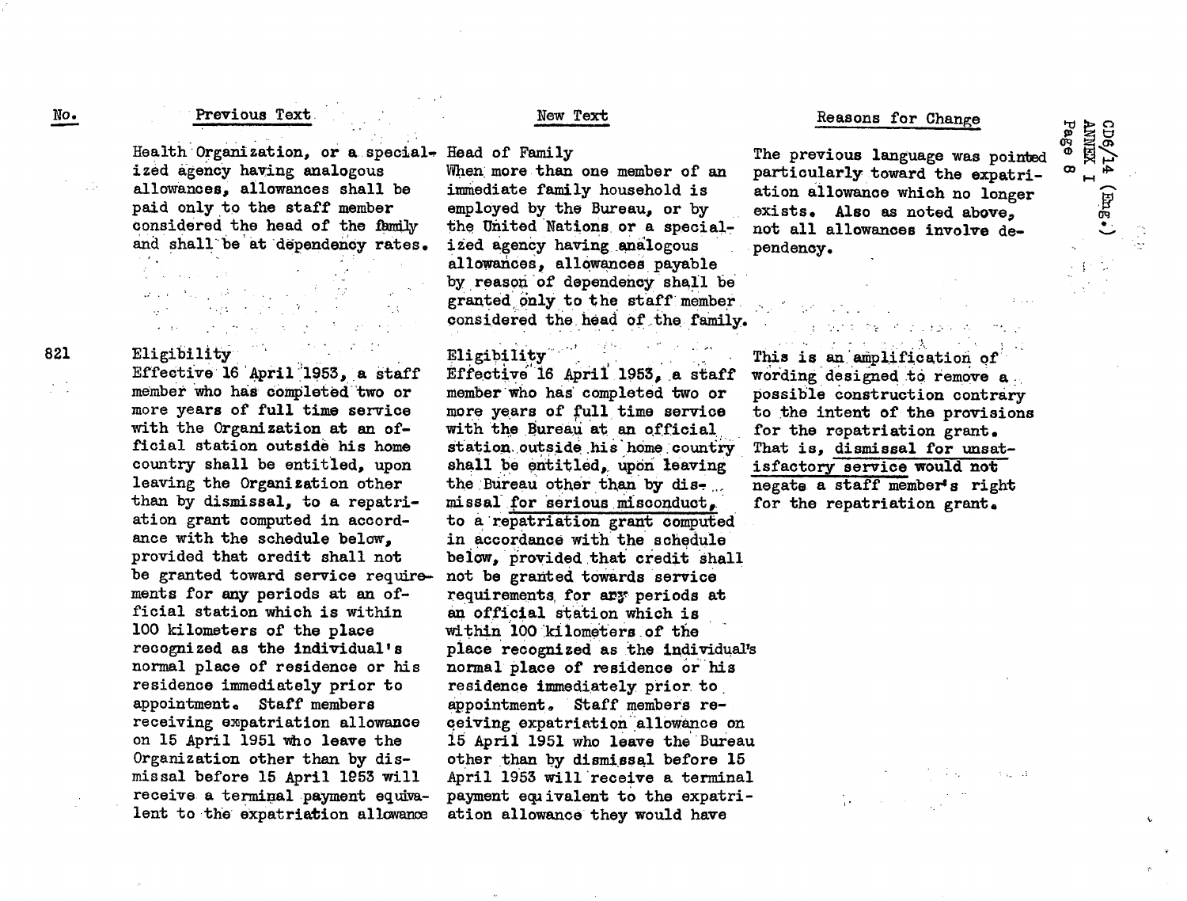| No. | Previous Text | New Text | Reasons for Change |
| --- | --- | --- | --- |
| | Health Organization, or a specialized agency having analogous allowances, allowances shall be paid only to the staff member considered the head of the family and shall be at dependency rates. | Head of Family<br>When more than one member of an immediate family household is employed by the Bureau, or by the United Nations or a specialized agency having analogous allowances, allowances payable by reason of dependency shall be granted only to the staff member considered the head of the family. | The previous language was pointed particularly toward the expatriation allowance which no longer exists. Also as noted above, not all allowances involve dependency. |
| 821 | Eligibility<br>Effective 16 April 1953, a staff member who has completed two or more years of full time service with the Organization at an official station outside his home country shall be entitled, upon leaving the Organization other than by dismissal, to a repatriation grant computed in accordance with the schedule below, provided that credit shall not be granted toward service requirements for any periods at an official station which is within 100 kilometers of the place recognized as the individual's normal place of residence or his residence immediately prior to appointment. Staff members receiving expatriation allowance on 15 April 1951 who leave the Organization other than by dismissal before 15 April 1953 will receive a terminal payment equivalent to the expatriation allowance | Eligibility<br>Effective 16 April 1953, a staff member who has completed two or more years of full time service with the Bureau at an official station outside his home country shall be entitled, upon leaving the Bureau other than by dismissal <u>for serious misconduct</u>, to a repatriation grant computed in accordance with the schedule below, provided that credit shall not be granted towards service requirements for any periods at an official station which is within 100 kilometers of the place recognized as the individual's normal place of residence or his residence immediately prior to appointment. Staff members receiving expatriation allowance on 15 April 1951 who leave the Bureau other than by dismissal before 15 April 1953 will receive a terminal payment equivalent to the expatriation allowance they would have | This is an amplification of wording designed to remove a possible construction contrary to the intent of the provisions for the repatriation grant. That is, <u>dismissal for unsatisfactory service</u> would not negate a staff member's right for the repatriation grant. |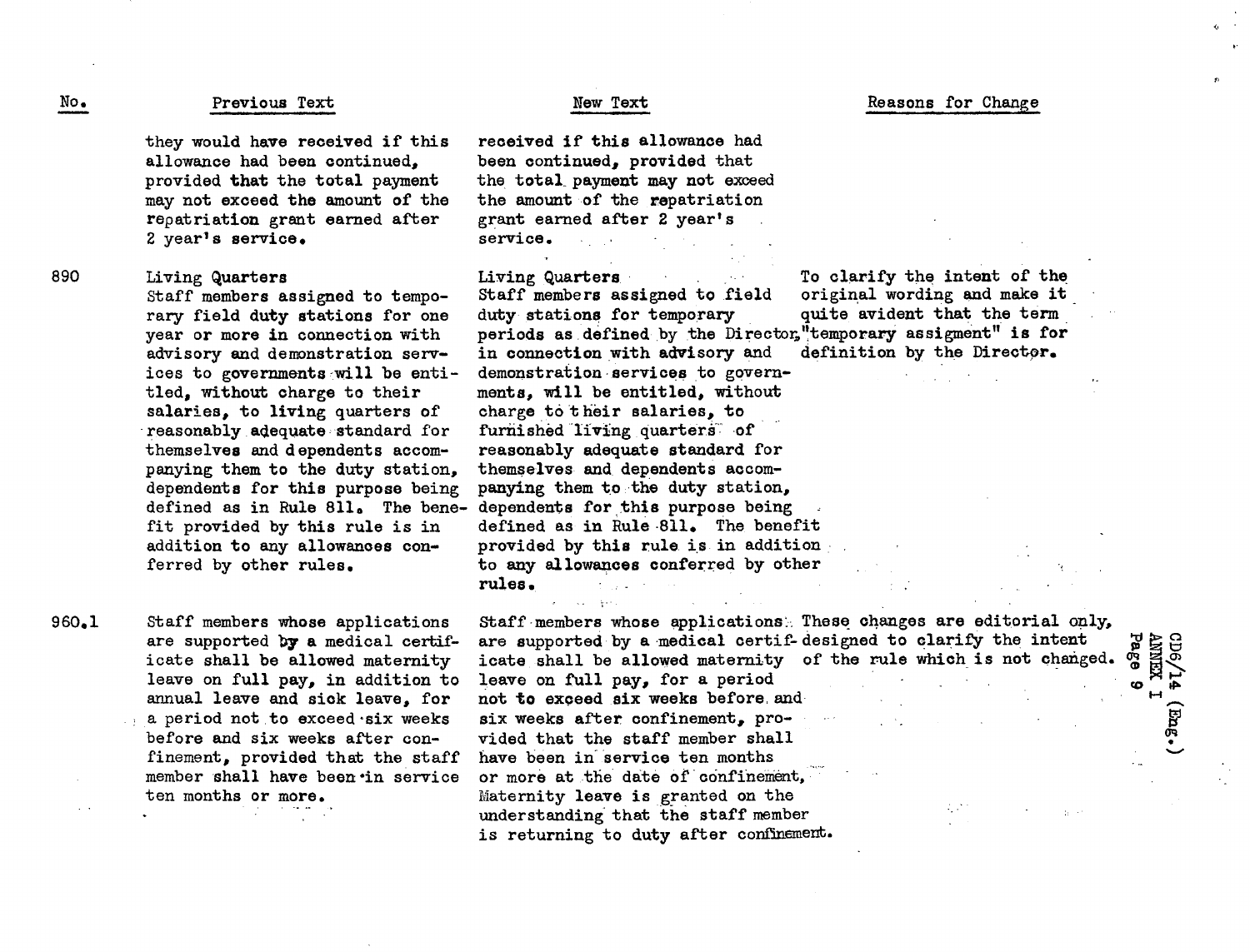| No. | Previous Text | New Text | Reasons for Change |
|---|---|---|---|
| | they would have received if this allowance had been continued, provided that the total payment may not exceed the amount of the repatriation grant earned after 2 year's service. | received if this allowance had been continued, provided that the total payment may not exceed the amount of the repatriation grant earned after 2 year's service. | |
| 890 | Living Quarters<br>Staff members assigned to temporary field duty stations for one year or more in connection with advisory and demonstration services to governments will be entitled, without charge to their salaries, to living quarters of reasonably adequate standard for themselves and dependents accompanying them to the duty station, dependents for this purpose being defined as in Rule 811. The benefit provided by this rule is in addition to any allowances conferred by other rules. | Living Quarters<br>Staff members assigned to field duty stations for temporary periods as defined by the Director, in connection with advisory and demonstration services to governments, will be entitled, without charge to their salaries, to furnished living quarters of reasonably adequate standard for themselves and dependents accompanying them to the duty station, dependents for this purpose being defined as in Rule 811. The benefit provided by this rule is in addition to any allowances conferred by other rules. | To clarify the intent of the original wording and make it quite avident that the term "temporary assigment" is for definition by the Director. |
| 960.1 | Staff members whose applications are supported by a medical certificate shall be allowed maternity leave on full pay, in addition to annual leave and sick leave, for a period not to exceed six weeks before and six weeks after confinement, provided that the staff member shall have been in service ten months or more. | Staff members whose applications are supported by a medical certificate shall be allowed maternity leave on full pay, for a period not to exceed six weeks before and six weeks after confinement, provided that the staff member shall have been in service ten months or more at the date of confinement. Maternity leave is granted on the understanding that the staff member is returning to duty after confinement. | These changes are editorial only, designed to clarify the intent of the rule which is not changed. |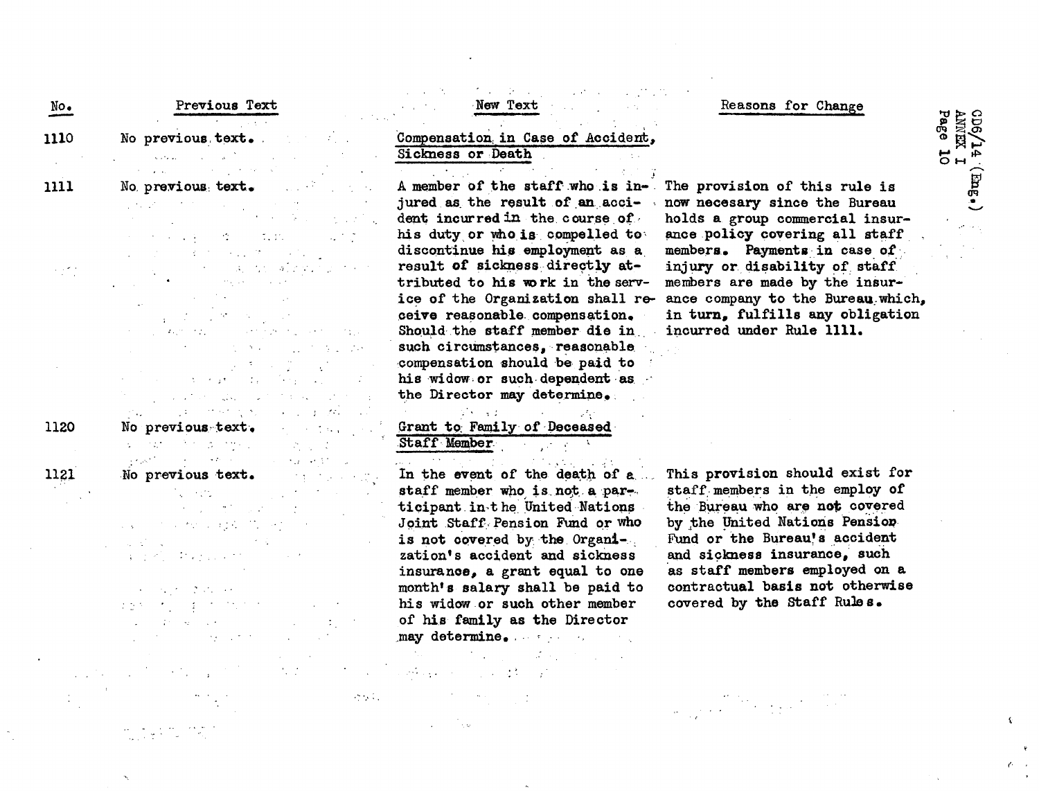| No. | Previous Text | New Text | Reasons for Change |
|---|---|---|---|
| 1110 | No previous text. | <u>Compensation in Case of Accident, Sickness or Death</u> | |
| 1111 | No previous text. | A member of the staff who is injured as the result of an accident incurred in the course of his duty or who is compelled to discontinue his employment as a result of sickness directly attributed to his work in the service of the Organization shall receive reasonable compensation. Should the staff member die in such circumstances, reasonable compensation should be paid to his widow or such dependent as the Director may determine. | The provision of this rule is now necesary since the Bureau holds a group commercial insurance policy covering all staff members. Payments in case of injury or disability of staff members are made by the insurance company to the Bureau which, in turn, fulfills any obligation incurred under Rule 1111. |
| 1120 | No previous text. | <u>Grant to Family of Deceased Staff Member</u> | |
| 1121 | No previous text. | In the event of the death of a staff member who is not a participant in the United Nations Joint Staff Pension Fund or who is not covered by the Organization's accident and sickness insurance, a grant equal to one month's salary shall be paid to his widow or such other member of his family as the Director may determine. | This provision should exist for staff members in the employ of the Bureau who are not covered by the United Nations Pension Fund or the Bureau's accident and sickness insurance, such as staff members employed on a contractual basis not otherwise covered by the Staff Rules. |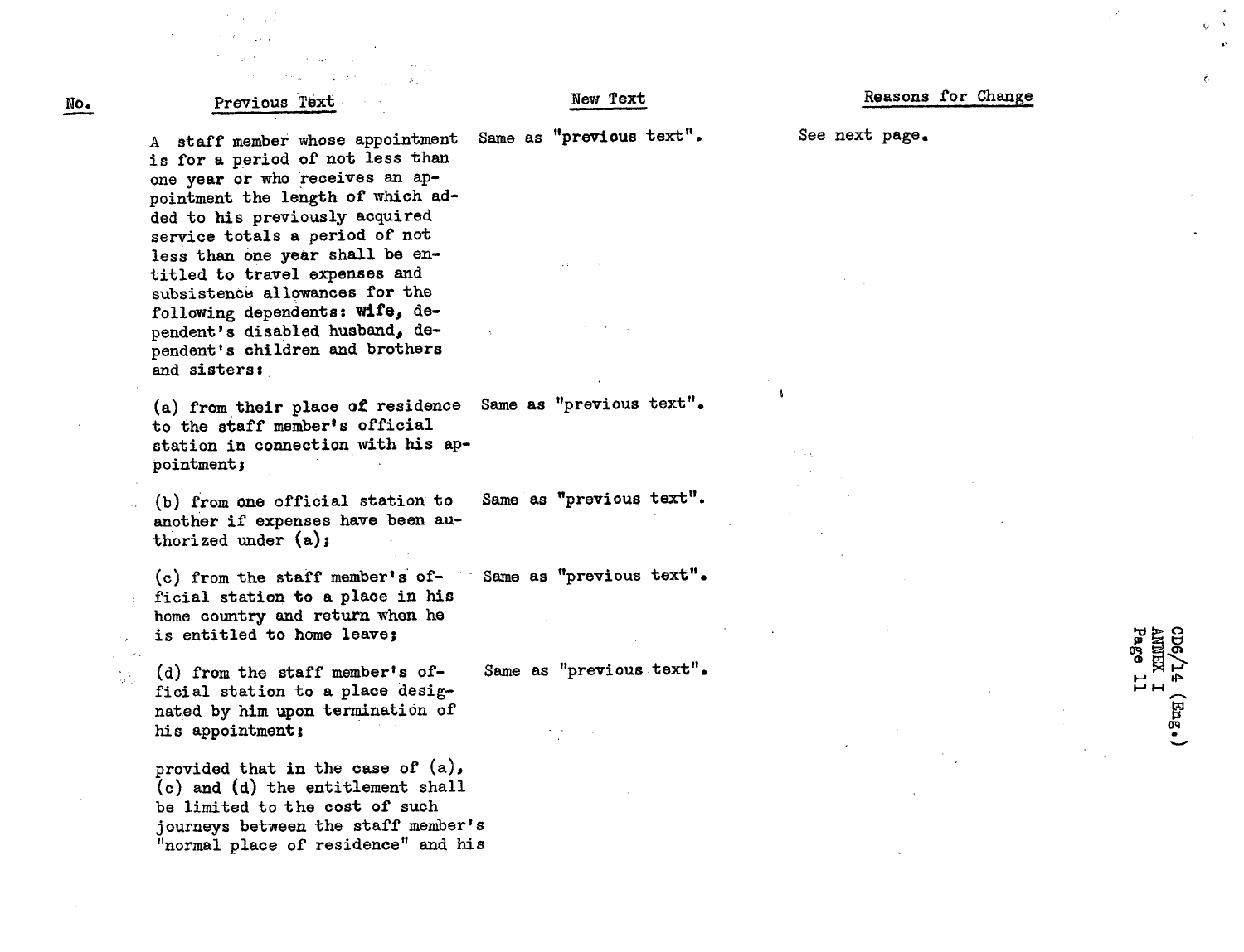| No. | Previous Text | New Text | Reasons for Change |
|---|---|---|---|
| | A staff member whose appointment is for a period of not less than one year or who receives an appointment the length of which added to his previously acquired service totals a period of not less than one year shall be entitled to travel expenses and subsistence allowances for the following dependents: **wife**, dependent's disabled husband, dependent's children and brothers and sisters: | Same as "previous text". | See next page. |
| | (a) from their place of residence to the staff member's official station in connection with his appointment; | Same as "previous text". | |
| | (b) from one official station to another if expenses have been authorized under (a); | Same as "previous text". | |
| | (c) from the staff member's official station to a place in his home country and return when he is entitled to home leave; | Same as "previous text". | |
| | (d) from the staff member's official station to a place designated by him upon termination of his appointment; | Same as "previous text". | |
| | provided that in the case of (a), (c) and (d) the entitlement shall be limited to the cost of such journeys between the staff member's "normal place of residence" and his | | |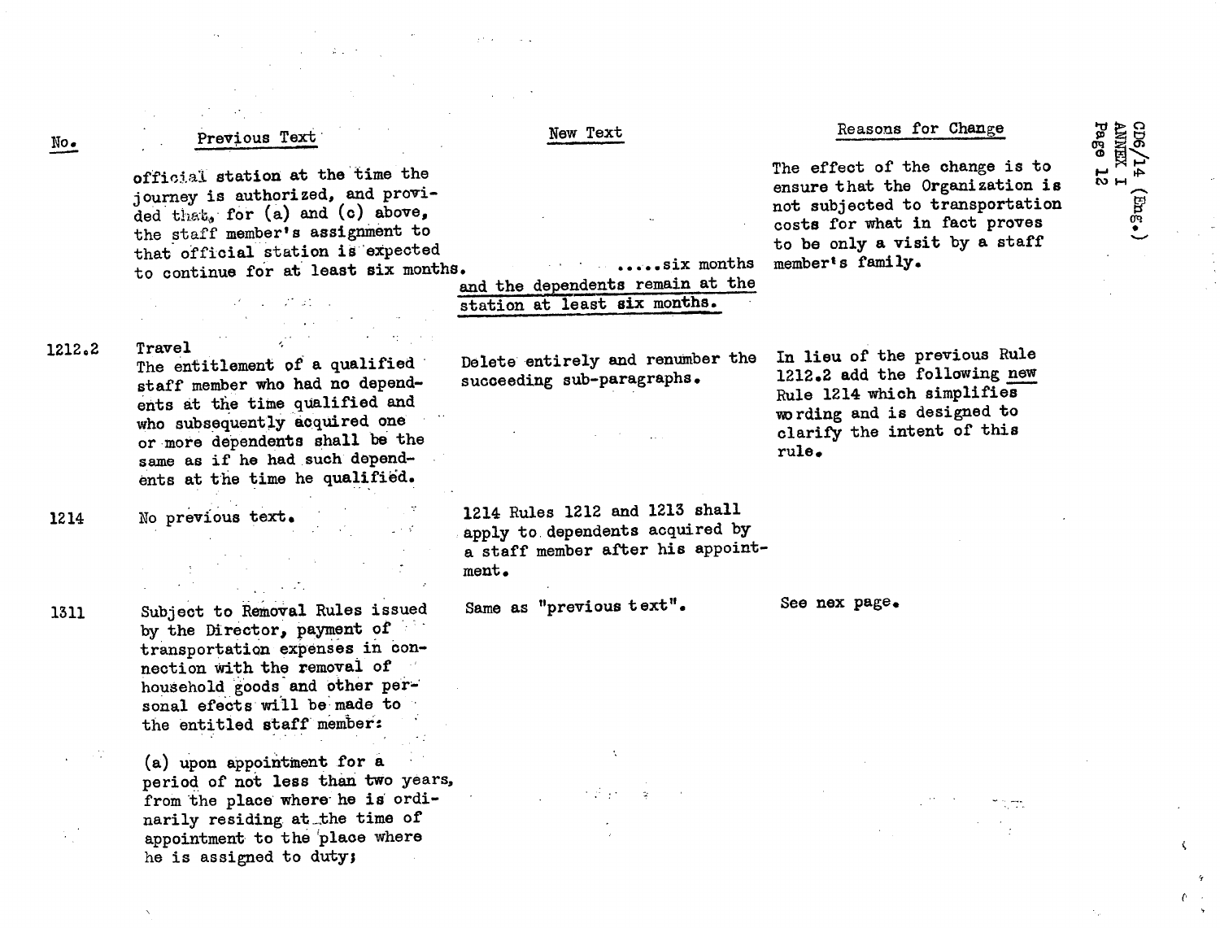| No. | Previous Text | New Text | Reasons for Change |
|---|---|---|---|
| | official station at the time the journey is authorized, and provided that, for (a) and (c) above, the staff member's assignment to that official station is expected to continue for at least six months. | .....six months and the dependents remain at the station at least six months. | The effect of the change is to ensure that the Organization is not subjected to transportation costs for what in fact proves to be only a visit by a staff member's family. |
| 1212.2 | Travel<br>The entitlement of a qualified staff member who had no dependents at the time qualified and who subsequently acquired one or more dependents shall be the same as if he had such dependents at the time he qualified. | Delete entirely and renumber the succeeding sub-paragraphs. | In lieu of the previous Rule 1212.2 add the following new Rule 1214 which simplifies wording and is designed to clarify the intent of this rule. |
| 1214 | No previous text. | 1214 Rules 1212 and 1213 shall apply to dependents acquired by a staff member after his appointment. | |
| 1311 | Subject to Removal Rules issued by the Director, payment of transportation expenses in connection with the removal of household goods and other personal efects will be made to the entitled staff member:<br><br>(a) upon appointment for a period of not less than two years, from the place where he is ordinarily residing at the time of appointment to the place where he is assigned to duty; | Same as "previous text". | See nex page. |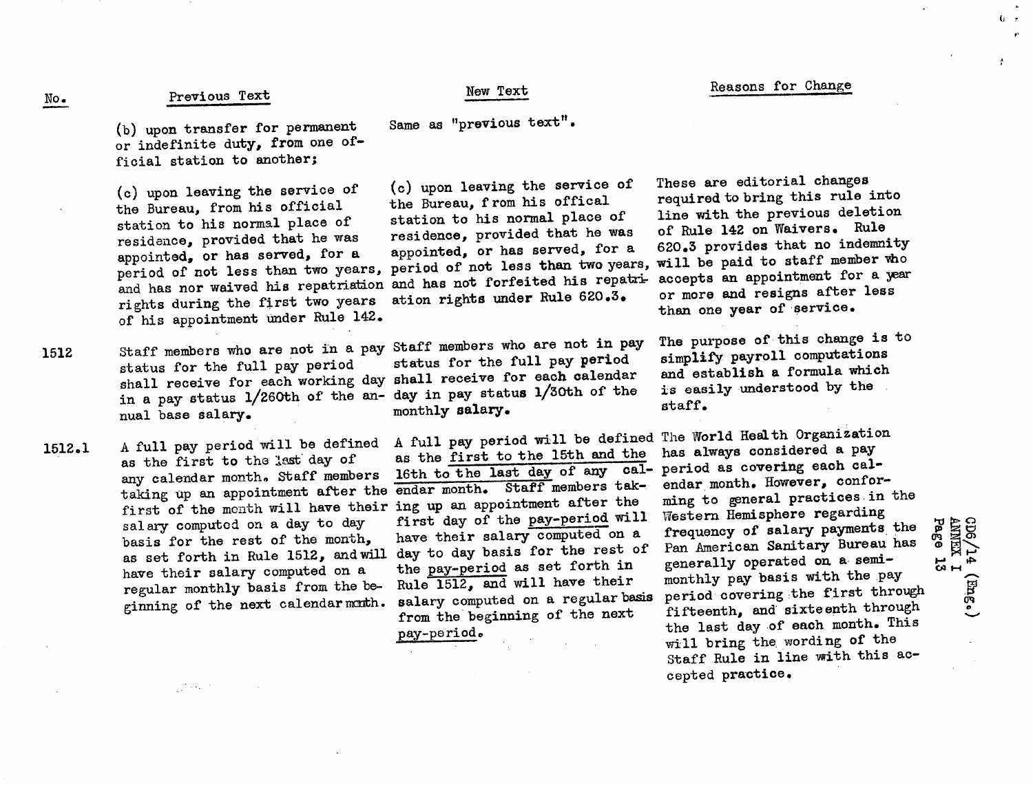| No. | Previous Text | New Text | Reasons for Change |
|---|---|---|---|
| | (b) upon transfer for permanent or indefinite duty, from one official station to another; | Same as "previous text". | |
| | (c) upon leaving the service of the Bureau, from his official station to his normal place of residence, provided that he was appointed, or has served, for a period of not less than two years, and has nor waived his repatriation rights during the first two years of his appointment under Rule 142. | (c) upon leaving the service of the Bureau, from his offical station to his normal place of residence, provided that he was appointed, or has served, for a period of not less than two years, and has not forfeited his repatriation rights under Rule 620.3. | These are editorial changes required to bring this rule into line with the previous deletion of Rule 142 on Waivers. Rule 620.3 provides that no indemnity will be paid to staff member who accepts an appointment for a year or more and resigns after less than one year of service. |
| 1512 | Staff members who are not in a pay status for the full pay period shall receive for each working day in a pay status 1/260th of the annual base salary. | Staff members who are not in pay status for the full pay period shall receive for each calendar day in pay status 1/30th of the monthly salary. | The purpose of this change is to simplify payroll computations and establish a formula which is easily understood by the staff. |
| 1512.1 | A full pay period will be defined as the first to the last day of any calendar month. Staff members taking up an appointment after the first of the month will have their salary computed on a day to day basis for the rest of the month, as set forth in Rule 1512, and will have their salary computed on a regular monthly basis from the beginning of the next calendar month. | A full pay period will be defined as the <u>first to the 15th and the 16th to the last day</u> of any calendar month. Staff members taking up an appointment after the first day of the <u>pay-period</u> will have their salary computed on a day to day basis for the rest of the <u>pay-period</u> as set forth in Rule 1512, and will have their salary computed on a regular basis from the beginning of the next <u>pay-period</u>. | The World Health Organization has always considered a pay period as covering each calendar month. However, conforming to general practices in the Western Hemisphere regarding frequency of salary payments the Pan American Sanitary Bureau has generally operated on a semi-monthly pay basis with the pay period covering the first through fifteenth, and sixteenth through the last day of each month. This will bring the wording of the Staff Rule in line with this accepted practice. |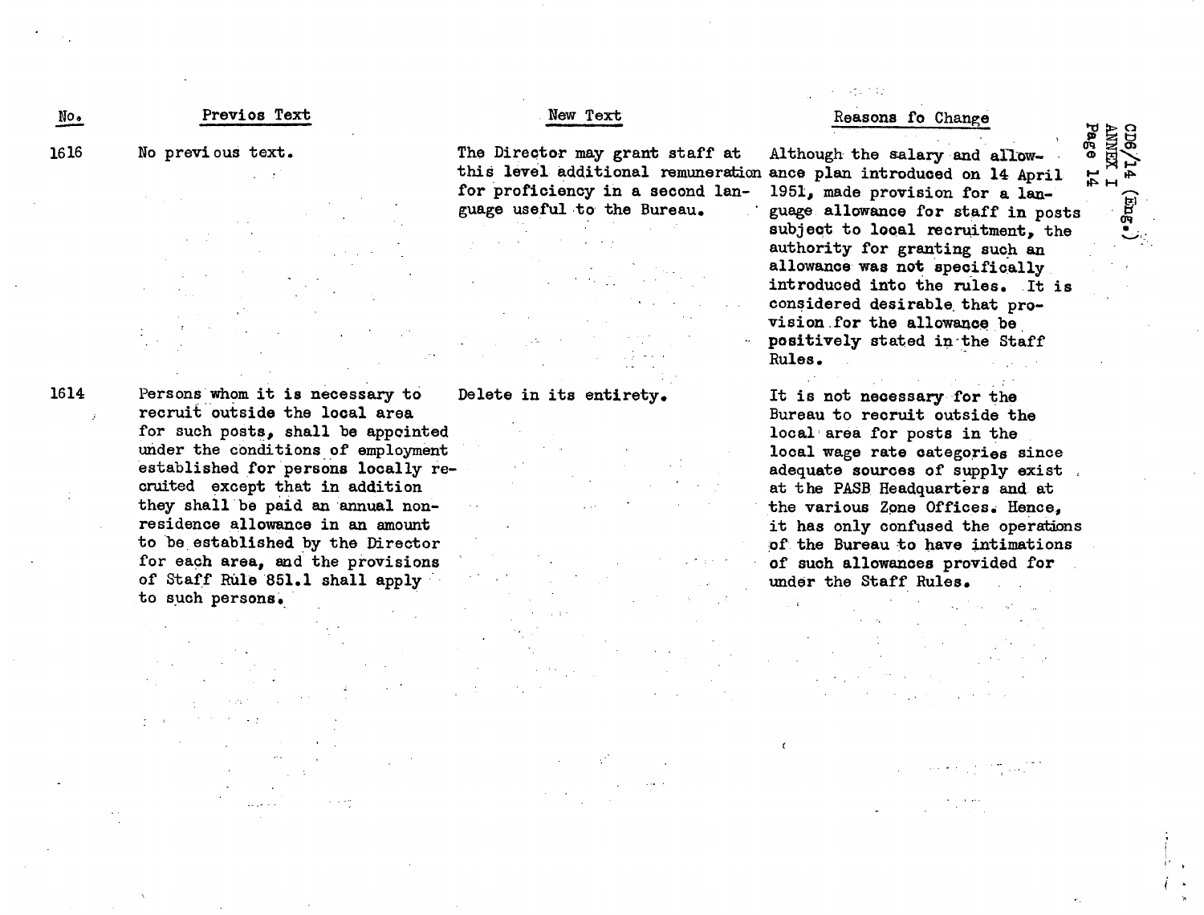| No. | Previos Text | New Text | Reasons fo Change |
|---|---|---|---|
| 1616 | No previous text. | The Director may grant staff at this level additional remuneration for proficiency in a second language useful to the Bureau. | Although the salary and allowance plan introduced on 14 April 1951, made provision for a language allowance for staff in posts subject to local recruitment, the authority for granting such an allowance was not specifically introduced into the rules. It is considered desirable that provision for the allowance be positively stated in the Staff Rules. |
| 1614 | Persons whom it is necessary to recruit outside the local area for such posts, shall be appointed under the conditions of employment established for persons locally recruited except that in addition they shall be paid an annual non-residence allowance in an amount to be established by the Director for each area, and the provisions of Staff Rule 851.1 shall apply to such persons. | Delete in its entirety. | It is not necessary for the Bureau to recruit outside the local area for posts in the local wage rate categories since adequate sources of supply exist at the PASB Headquarters and at the various Zone Offices. Hence, it has only confused the operations of the Bureau to have intimations of such allowances provided for under the Staff Rules. |